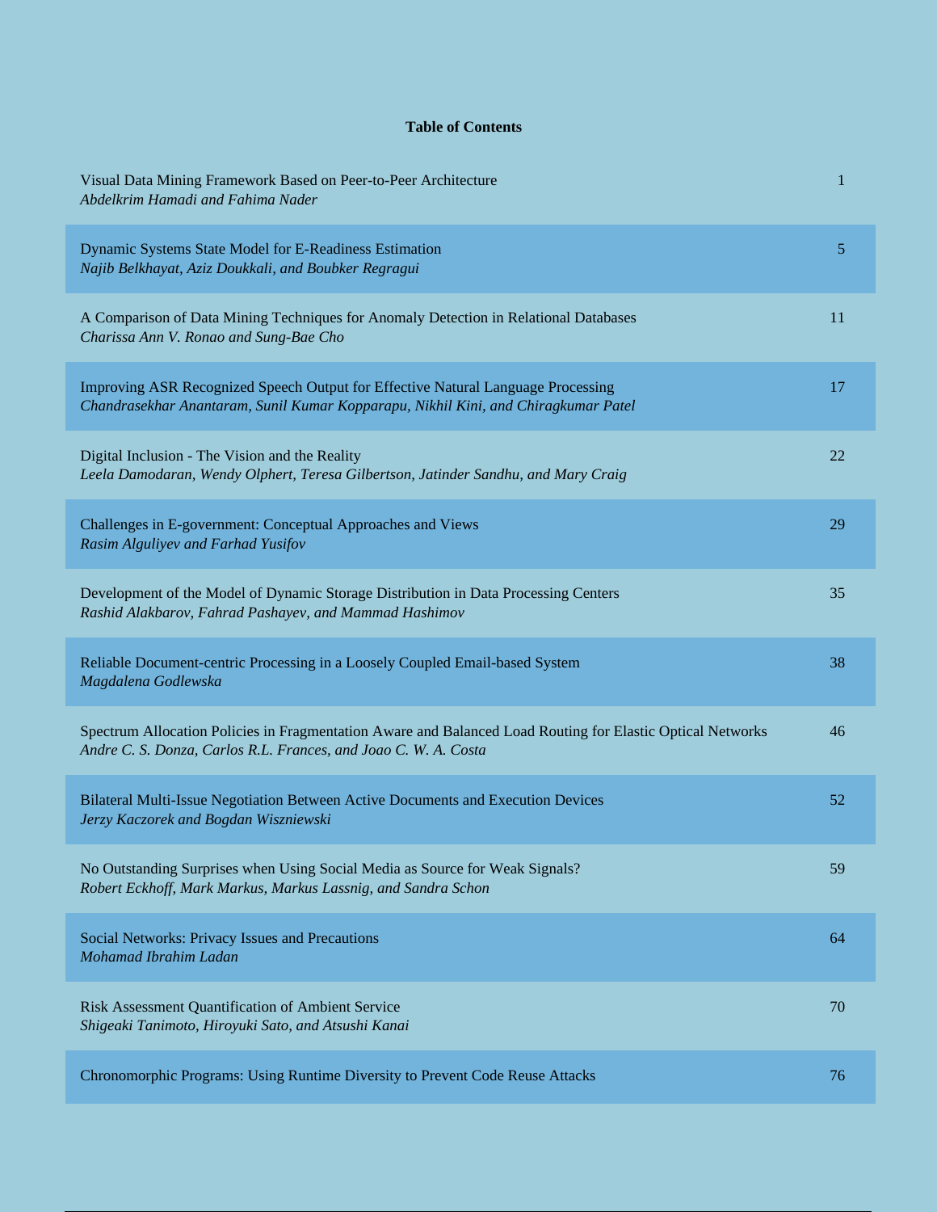**Table of Contents**

| | |
|---|---|
| Visual Data Mining Framework Based on Peer-to-Peer Architecture<br>*Abdelkrim Hamadi and Fahima Nader* | 1 |
| Dynamic Systems State Model for E-Readiness Estimation<br>*Najib Belkhayat, Aziz Doukkali, and Boubker Regragui* | 5 |
| A Comparison of Data Mining Techniques for Anomaly Detection in Relational Databases<br>*Charissa Ann V. Ronao and Sung-Bae Cho* | 11 |
| Improving ASR Recognized Speech Output for Effective Natural Language Processing<br>*Chandrasekhar Anantaram, Sunil Kumar Kopparapu, Nikhil Kini, and Chiragkumar Patel* | 17 |
| Digital Inclusion - The Vision and the Reality<br>*Leela Damodaran, Wendy Olphert, Teresa Gilbertson, Jatinder Sandhu, and Mary Craig* | 22 |
| Challenges in E-government: Conceptual Approaches and Views<br>*Rasim Alguliyev and Farhad Yusifov* | 29 |
| Development of the Model of Dynamic Storage Distribution in Data Processing Centers<br>*Rashid Alakbarov, Fahrad Pashayev, and Mammad Hashimov* | 35 |
| Reliable Document-centric Processing in a Loosely Coupled Email-based System<br>*Magdalena Godlewska* | 38 |
| Spectrum Allocation Policies in Fragmentation Aware and Balanced Load Routing for Elastic Optical Networks<br>*Andre C. S. Donza, Carlos R.L. Frances, and Joao C. W. A. Costa* | 46 |
| Bilateral Multi-Issue Negotiation Between Active Documents and Execution Devices<br>*Jerzy Kaczorek and Bogdan Wiszniewski* | 52 |
| No Outstanding Surprises when Using Social Media as Source for Weak Signals?<br>*Robert Eckhoff, Mark Markus, Markus Lassnig, and Sandra Schon* | 59 |
| Social Networks: Privacy Issues and Precautions<br>*Mohamad Ibrahim Ladan* | 64 |
| Risk Assessment Quantification of Ambient Service<br>*Shigeaki Tanimoto, Hiroyuki Sato, and Atsushi Kanai* | 70 |
| Chronomorphic Programs: Using Runtime Diversity to Prevent Code Reuse Attacks | 76 |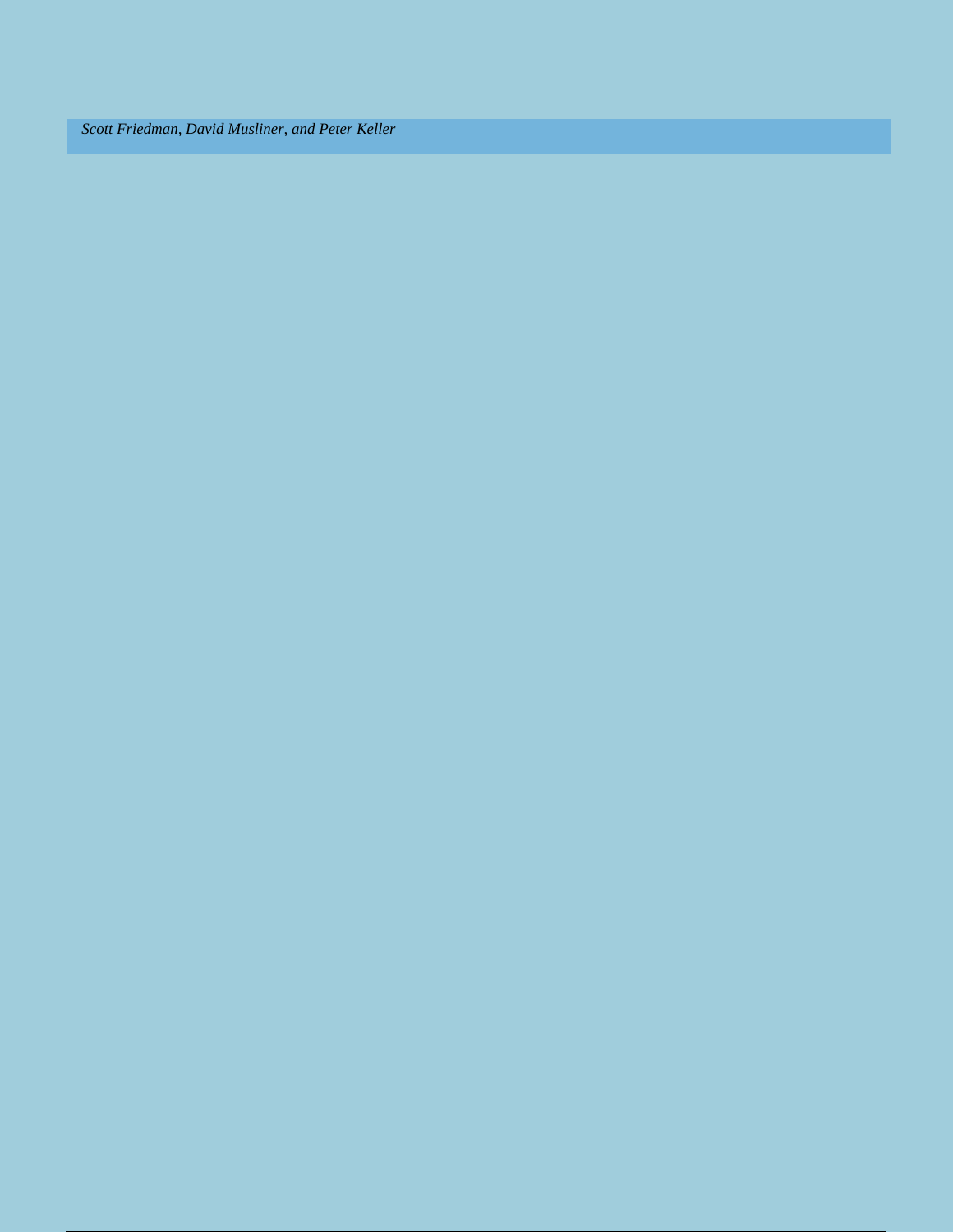*Scott Friedman, David Musliner, and Peter Keller*